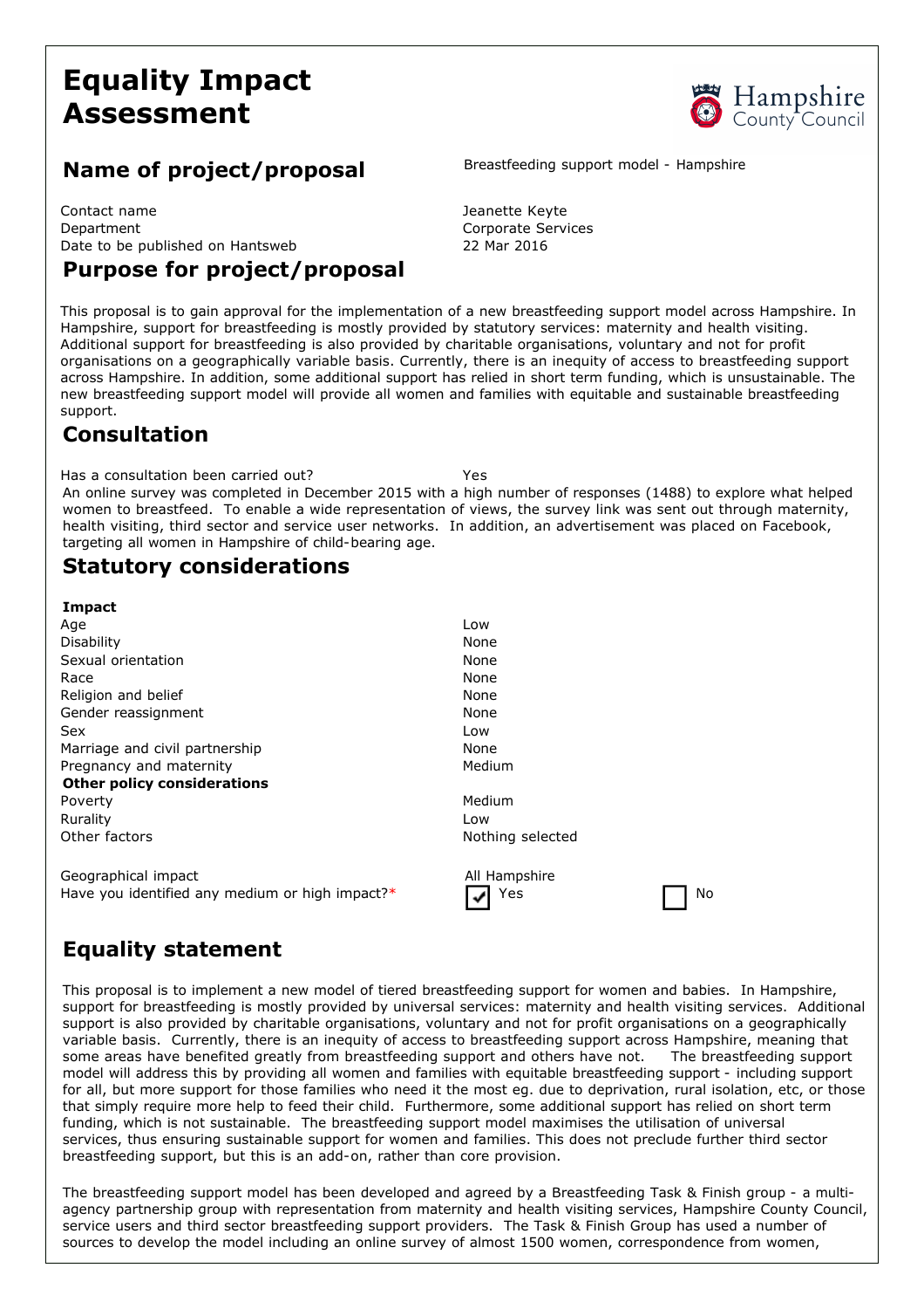# Equality Impact Assessment

## Name of project/proposal

Breastfeeding support model - Hampshire

| | |
|---|---|
| Contact name | Jeanette Keyte |
| Department | Corporate Services |
| Date to be published on Hantsweb | 22 Mar 2016 |

## Purpose for project/proposal

This proposal is to gain approval for the implementation of a new breastfeeding support model across Hampshire. In Hampshire, support for breastfeeding is mostly provided by statutory services: maternity and health visiting. Additional support for breastfeeding is also provided by charitable organisations, voluntary and not for profit organisations on a geographically variable basis. Currently, there is an inequity of access to breastfeeding support across Hampshire. In addition, some additional support has relied in short term funding, which is unsustainable. The new breastfeeding support model will provide all women and families with equitable and sustainable breastfeeding support.

## Consultation

Has a consultation been carried out? Yes

An online survey was completed in December 2015 with a high number of responses (1488) to explore what helped women to breastfeed. To enable a wide representation of views, the survey link was sent out through maternity, health visiting, third sector and service user networks. In addition, an advertisement was placed on Facebook, targeting all women in Hampshire of child-bearing age.

## Statutory considerations

| **Impact** | |
|---|---|
| Age | Low |
| Disability | None |
| Sexual orientation | None |
| Race | None |
| Religion and belief | None |
| Gender reassignment | None |
| Sex | Low |
| Marriage and civil partnership | None |
| Pregnancy and maternity | Medium |
| **Other policy considerations** | |
| Poverty | Medium |
| Rurality | Low |
| Other factors | Nothing selected |

Geographical impact: All Hampshire

Have you identified any medium or high impact?* ☑ Yes ☐ No

## Equality statement

This proposal is to implement a new model of tiered breastfeeding support for women and babies. In Hampshire, support for breastfeeding is mostly provided by universal services: maternity and health visiting services. Additional support is also provided by charitable organisations, voluntary and not for profit organisations on a geographically variable basis. Currently, there is an inequity of access to breastfeeding support across Hampshire, meaning that some areas have benefited greatly from breastfeeding support and others have not. The breastfeeding support model will address this by providing all women and families with equitable breastfeeding support - including support for all, but more support for those families who need it the most eg. due to deprivation, rural isolation, etc, or those that simply require more help to feed their child. Furthermore, some additional support has relied on short term funding, which is not sustainable. The breastfeeding support model maximises the utilisation of universal services, thus ensuring sustainable support for women and families. This does not preclude further third sector breastfeeding support, but this is an add-on, rather than core provision.

The breastfeeding support model has been developed and agreed by a Breastfeeding Task & Finish group - a multi-agency partnership group with representation from maternity and health visiting services, Hampshire County Council, service users and third sector breastfeeding support providers. The Task & Finish Group has used a number of sources to develop the model including an online survey of almost 1500 women, correspondence from women,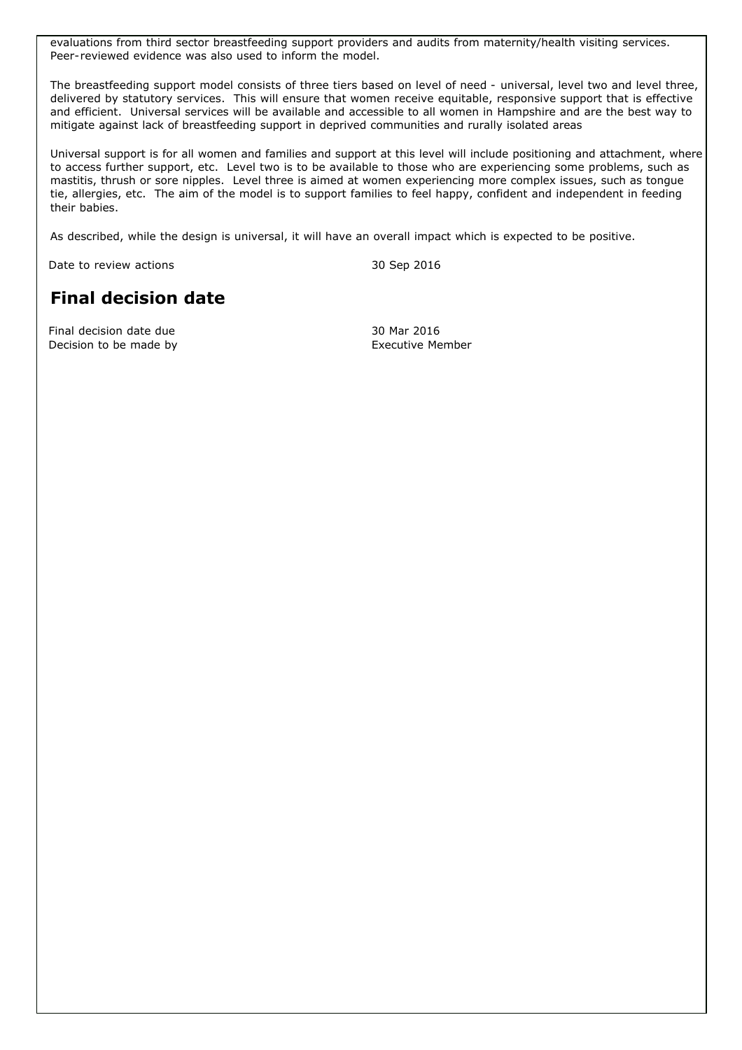evaluations from third sector breastfeeding support providers and audits from maternity/health visiting services. Peer-reviewed evidence was also used to inform the model.

The breastfeeding support model consists of three tiers based on level of need - universal, level two and level three, delivered by statutory services. This will ensure that women receive equitable, responsive support that is effective and efficient. Universal services will be available and accessible to all women in Hampshire and are the best way to mitigate against lack of breastfeeding support in deprived communities and rurally isolated areas

Universal support is for all women and families and support at this level will include positioning and attachment, where to access further support, etc. Level two is to be available to those who are experiencing some problems, such as mastitis, thrush or sore nipples. Level three is aimed at women experiencing more complex issues, such as tongue tie, allergies, etc. The aim of the model is to support families to feel happy, confident and independent in feeding their babies.

As described, while the design is universal, it will have an overall impact which is expected to be positive.

| | |
|---|---|
| Date to review actions | 30 Sep 2016 |

## Final decision date

| | |
|---|---|
| Final decision date due | 30 Mar 2016 |
| Decision to be made by | Executive Member |